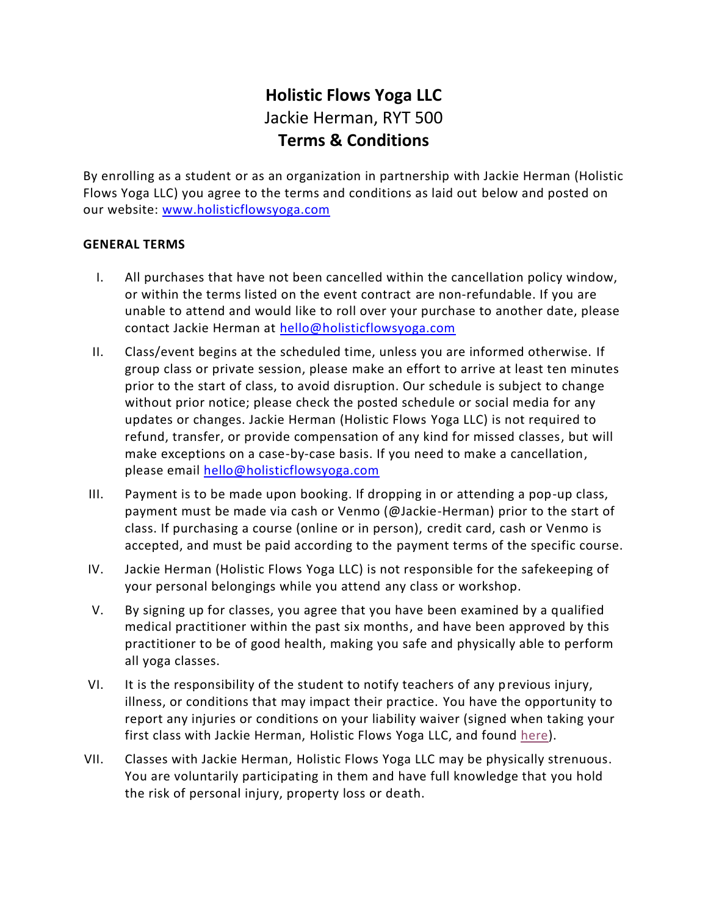# Holistic Flows Yoga LLC

Jackie Herman, RYT 500

## Terms & Conditions

By enrolling as a student or as an organization in partnership with Jackie Herman (Holistic Flows Yoga LLC) you agree to the terms and conditions as laid out below and posted on our website: [www.holisticflowsyoga.com](www.holisticflowsyoga.com)

### GENERAL TERMS

I. All purchases that have not been cancelled within the cancellation policy window, or within the terms listed on the event contract are non-refundable. If you are unable to attend and would like to roll over your purchase to another date, please contact Jackie Herman at hello@holisticflowsyoga.com

II. Class/event begins at the scheduled time, unless you are informed otherwise. If group class or private session, please make an effort to arrive at least ten minutes prior to the start of class, to avoid disruption. Our schedule is subject to change without prior notice; please check the posted schedule or social media for any updates or changes. Jackie Herman (Holistic Flows Yoga LLC) is not required to refund, transfer, or provide compensation of any kind for missed classes, but will make exceptions on a case-by-case basis. If you need to make a cancellation, please email hello@holisticflowsyoga.com

III. Payment is to be made upon booking. If dropping in or attending a pop-up class, payment must be made via cash or Venmo (@Jackie-Herman) prior to the start of class. If purchasing a course (online or in person), credit card, cash or Venmo is accepted, and must be paid according to the payment terms of the specific course.

IV. Jackie Herman (Holistic Flows Yoga LLC) is not responsible for the safekeeping of your personal belongings while you attend any class or workshop.

V. By signing up for classes, you agree that you have been examined by a qualified medical practitioner within the past six months, and have been approved by this practitioner to be of good health, making you safe and physically able to perform all yoga classes.

VI. It is the responsibility of the student to notify teachers of any previous injury, illness, or conditions that may impact their practice. You have the opportunity to report any injuries or conditions on your liability waiver (signed when taking your first class with Jackie Herman, Holistic Flows Yoga LLC, and found here).

VII. Classes with Jackie Herman, Holistic Flows Yoga LLC may be physically strenuous. You are voluntarily participating in them and have full knowledge that you hold the risk of personal injury, property loss or death.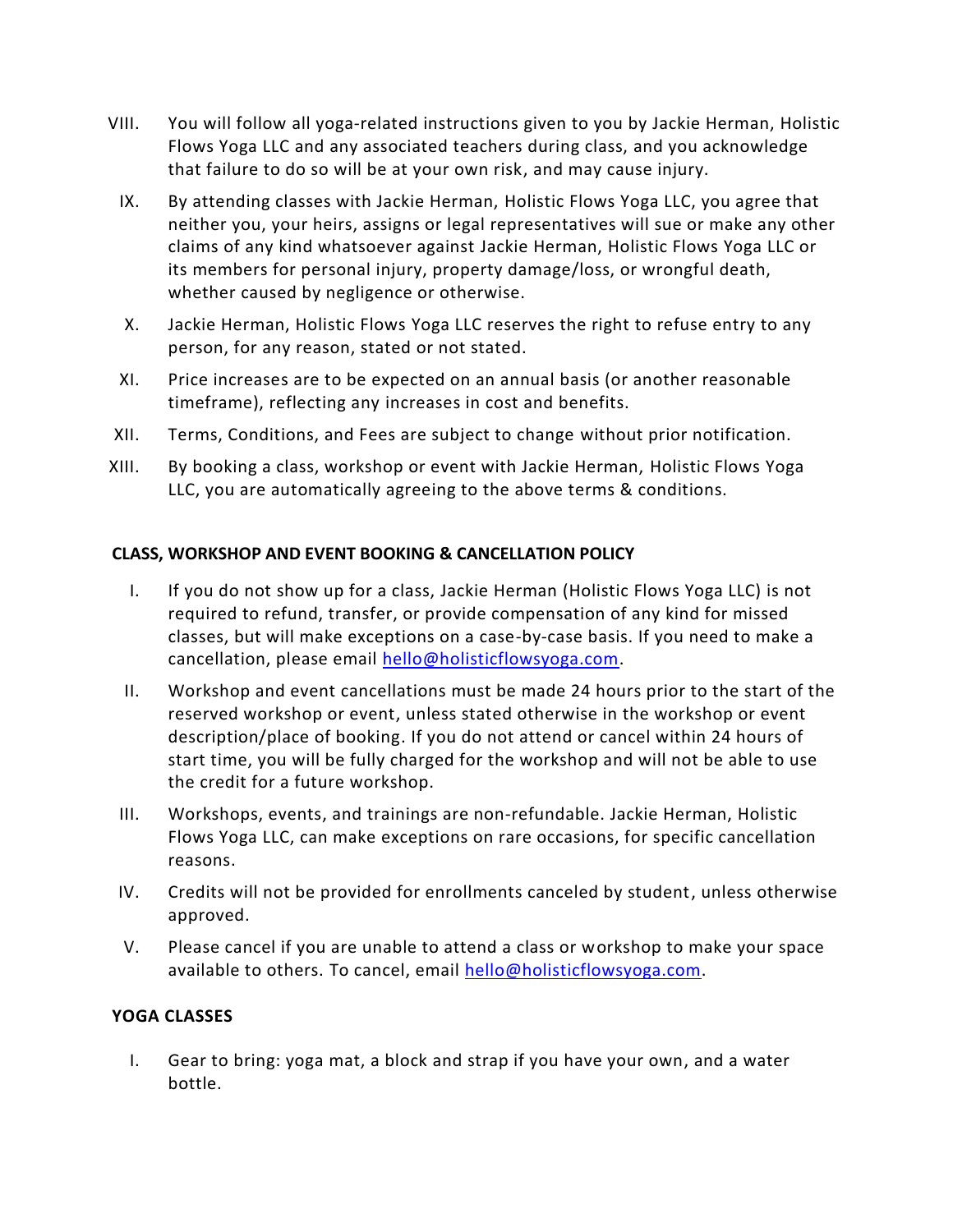VIII. You will follow all yoga-related instructions given to you by Jackie Herman, Holistic Flows Yoga LLC and any associated teachers during class, and you acknowledge that failure to do so will be at your own risk, and may cause injury.

IX. By attending classes with Jackie Herman, Holistic Flows Yoga LLC, you agree that neither you, your heirs, assigns or legal representatives will sue or make any other claims of any kind whatsoever against Jackie Herman, Holistic Flows Yoga LLC or its members for personal injury, property damage/loss, or wrongful death, whether caused by negligence or otherwise.

X. Jackie Herman, Holistic Flows Yoga LLC reserves the right to refuse entry to any person, for any reason, stated or not stated.

XI. Price increases are to be expected on an annual basis (or another reasonable timeframe), reflecting any increases in cost and benefits.

XII. Terms, Conditions, and Fees are subject to change without prior notification.

XIII. By booking a class, workshop or event with Jackie Herman, Holistic Flows Yoga LLC, you are automatically agreeing to the above terms & conditions.

**CLASS, WORKSHOP AND EVENT BOOKING & CANCELLATION POLICY**

I. If you do not show up for a class, Jackie Herman (Holistic Flows Yoga LLC) is not required to refund, transfer, or provide compensation of any kind for missed classes, but will make exceptions on a case-by-case basis. If you need to make a cancellation, please email hello@holisticflowsyoga.com.

II. Workshop and event cancellations must be made 24 hours prior to the start of the reserved workshop or event, unless stated otherwise in the workshop or event description/place of booking. If you do not attend or cancel within 24 hours of start time, you will be fully charged for the workshop and will not be able to use the credit for a future workshop.

III. Workshops, events, and trainings are non-refundable. Jackie Herman, Holistic Flows Yoga LLC, can make exceptions on rare occasions, for specific cancellation reasons.

IV. Credits will not be provided for enrollments canceled by student, unless otherwise approved.

V. Please cancel if you are unable to attend a class or workshop to make your space available to others. To cancel, email hello@holisticflowsyoga.com.

**YOGA CLASSES**

I. Gear to bring: yoga mat, a block and strap if you have your own, and a water bottle.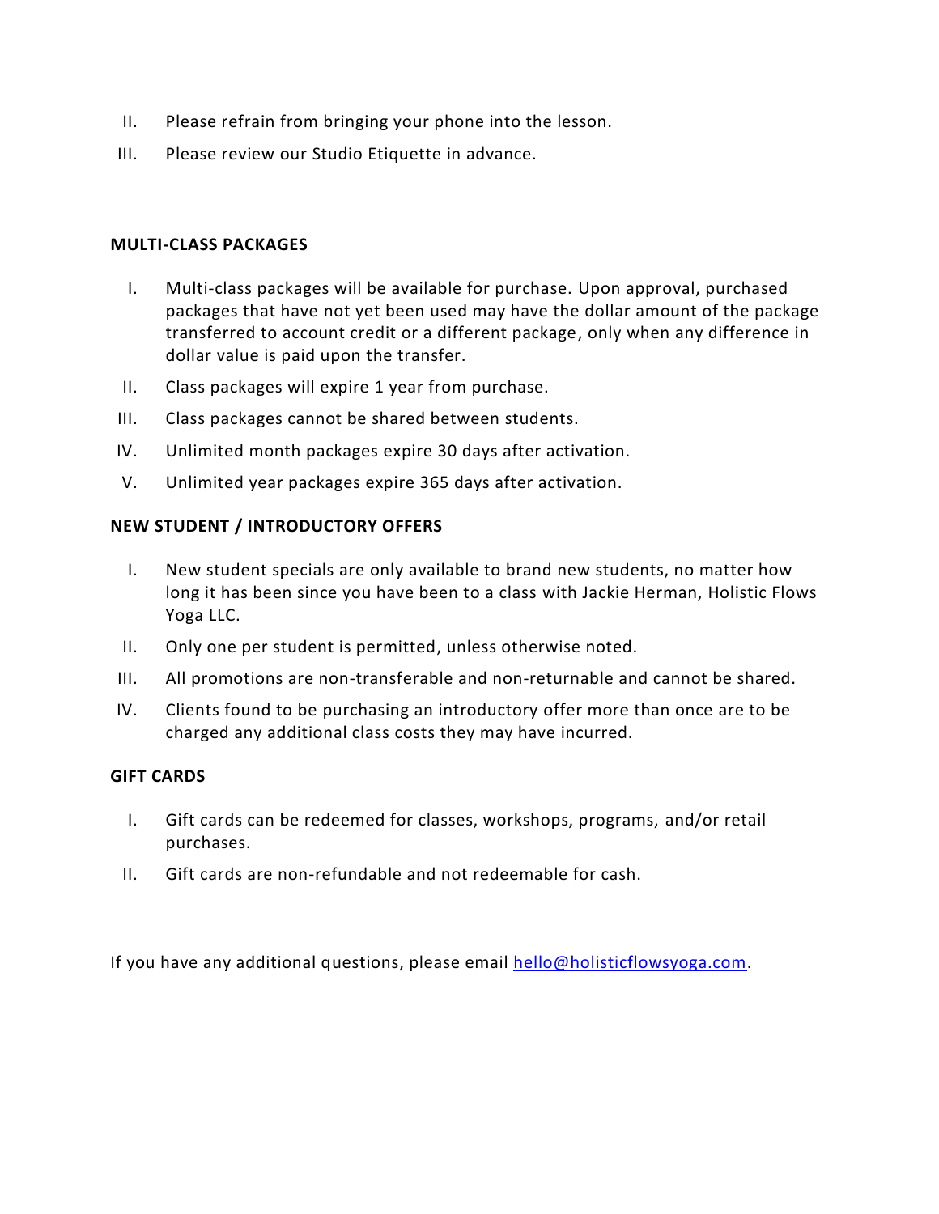II. Please refrain from bringing your phone into the lesson.

III. Please review our Studio Etiquette in advance.

**MULTI-CLASS PACKAGES**

I. Multi-class packages will be available for purchase. Upon approval, purchased packages that have not yet been used may have the dollar amount of the package transferred to account credit or a different package, only when any difference in dollar value is paid upon the transfer.

II. Class packages will expire 1 year from purchase.

III. Class packages cannot be shared between students.

IV. Unlimited month packages expire 30 days after activation.

V. Unlimited year packages expire 365 days after activation.

**NEW STUDENT / INTRODUCTORY OFFERS**

I. New student specials are only available to brand new students, no matter how long it has been since you have been to a class with Jackie Herman, Holistic Flows Yoga LLC.

II. Only one per student is permitted, unless otherwise noted.

III. All promotions are non-transferable and non-returnable and cannot be shared.

IV. Clients found to be purchasing an introductory offer more than once are to be charged any additional class costs they may have incurred.

**GIFT CARDS**

I. Gift cards can be redeemed for classes, workshops, programs, and/or retail purchases.

II. Gift cards are non-refundable and not redeemable for cash.

If you have any additional questions, please email [hello@holisticflowsyoga.com](mailto:hello@holisticflowsyoga.com).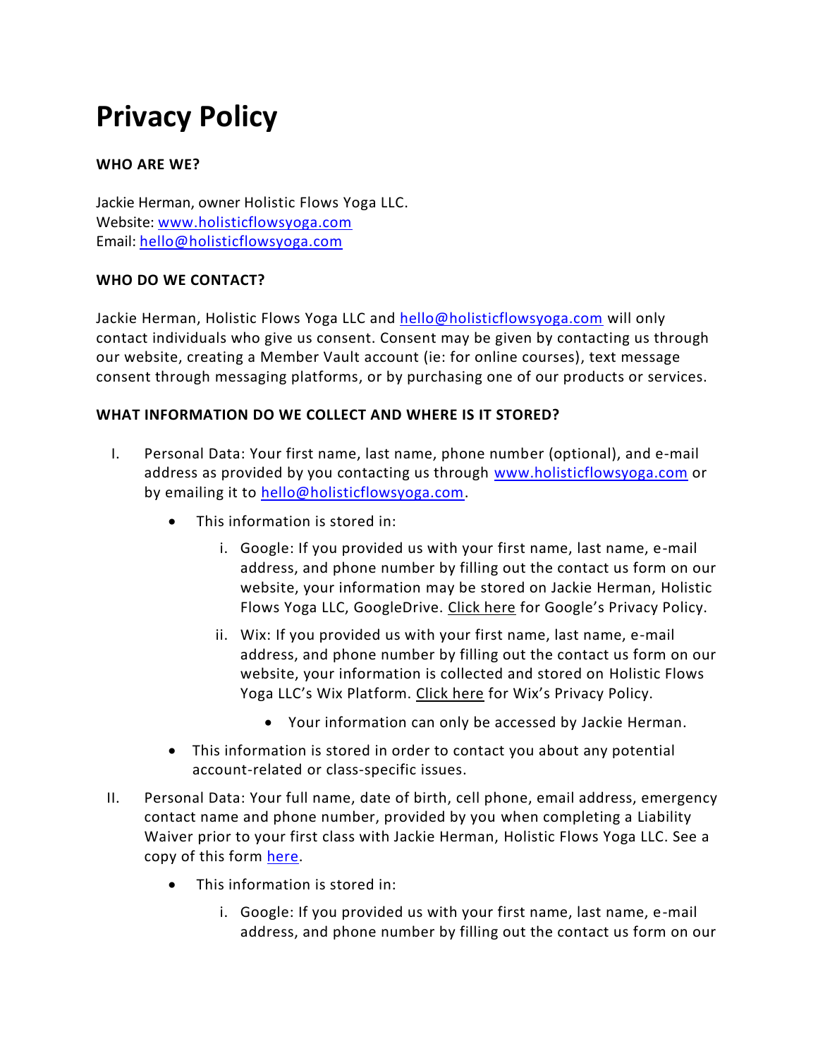# Privacy Policy

**WHO ARE WE?**

Jackie Herman, owner Holistic Flows Yoga LLC.
Website: [www.holisticflowsyoga.com](http://www.holisticflowsyoga.com)
Email: [hello@holisticflowsyoga.com](mailto:hello@holisticflowsyoga.com)

**WHO DO WE CONTACT?**

Jackie Herman, Holistic Flows Yoga LLC and [hello@holisticflowsyoga.com](mailto:hello@holisticflowsyoga.com) will only contact individuals who give us consent. Consent may be given by contacting us through our website, creating a Member Vault account (ie: for online courses), text message consent through messaging platforms, or by purchasing one of our products or services.

**WHAT INFORMATION DO WE COLLECT AND WHERE IS IT STORED?**

I. Personal Data: Your first name, last name, phone number (optional), and e-mail address as provided by you contacting us through [www.holisticflowsyoga.com](http://www.holisticflowsyoga.com) or by emailing it to [hello@holisticflowsyoga.com](mailto:hello@holisticflowsyoga.com).

   - This information is stored in:

     i. Google: If you provided us with your first name, last name, e-mail address, and phone number by filling out the contact us form on our website, your information may be stored on Jackie Herman, Holistic Flows Yoga LLC, GoogleDrive. Click here for Google's Privacy Policy.

     ii. Wix: If you provided us with your first name, last name, e-mail address, and phone number by filling out the contact us form on our website, your information is collected and stored on Holistic Flows Yoga LLC's Wix Platform. Click here for Wix's Privacy Policy.

       - Your information can only be accessed by Jackie Herman.

   - This information is stored in order to contact you about any potential account-related or class-specific issues.

II. Personal Data: Your full name, date of birth, cell phone, email address, emergency contact name and phone number, provided by you when completing a Liability Waiver prior to your first class with Jackie Herman, Holistic Flows Yoga LLC. See a copy of this form here.

   - This information is stored in:

     i. Google: If you provided us with your first name, last name, e-mail address, and phone number by filling out the contact us form on our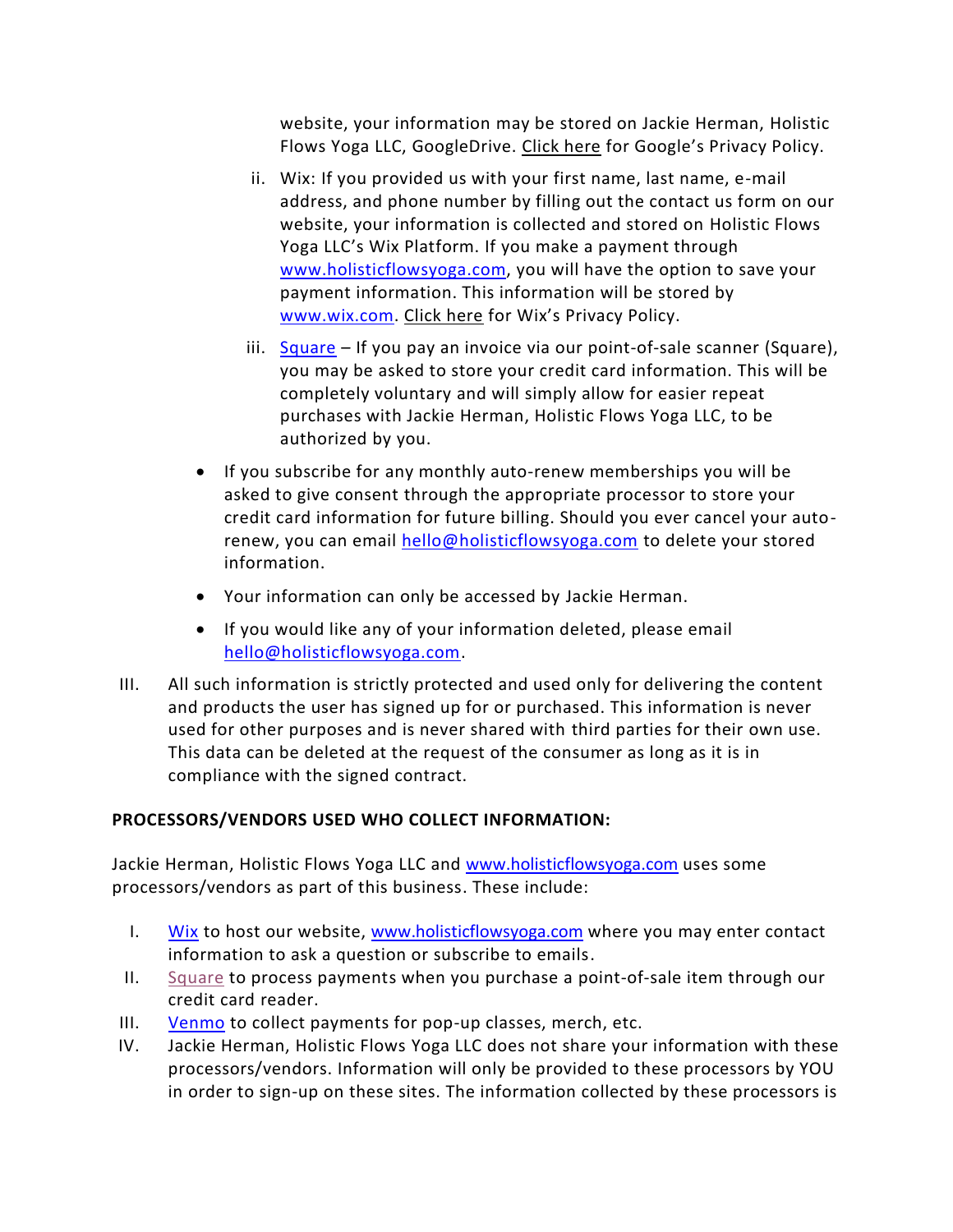website, your information may be stored on Jackie Herman, Holistic Flows Yoga LLC, GoogleDrive. Click here for Google's Privacy Policy.

ii. Wix: If you provided us with your first name, last name, e-mail address, and phone number by filling out the contact us form on our website, your information is collected and stored on Holistic Flows Yoga LLC's Wix Platform. If you make a payment through www.holisticflowsyoga.com, you will have the option to save your payment information. This information will be stored by www.wix.com. Click here for Wix's Privacy Policy.

iii. Square – If you pay an invoice via our point-of-sale scanner (Square), you may be asked to store your credit card information. This will be completely voluntary and will simply allow for easier repeat purchases with Jackie Herman, Holistic Flows Yoga LLC, to be authorized by you.

- If you subscribe for any monthly auto-renew memberships you will be asked to give consent through the appropriate processor to store your credit card information for future billing. Should you ever cancel your auto-renew, you can email hello@holisticflowsyoga.com to delete your stored information.
- Your information can only be accessed by Jackie Herman.
- If you would like any of your information deleted, please email hello@holisticflowsyoga.com.

III. All such information is strictly protected and used only for delivering the content and products the user has signed up for or purchased. This information is never used for other purposes and is never shared with third parties for their own use. This data can be deleted at the request of the consumer as long as it is in compliance with the signed contract.

**PROCESSORS/VENDORS USED WHO COLLECT INFORMATION:**

Jackie Herman, Holistic Flows Yoga LLC and www.holisticflowsyoga.com uses some processors/vendors as part of this business. These include:

I. Wix to host our website, www.holisticflowsyoga.com where you may enter contact information to ask a question or subscribe to emails.
II. Square to process payments when you purchase a point-of-sale item through our credit card reader.
III. Venmo to collect payments for pop-up classes, merch, etc.
IV. Jackie Herman, Holistic Flows Yoga LLC does not share your information with these processors/vendors. Information will only be provided to these processors by YOU in order to sign-up on these sites. The information collected by these processors is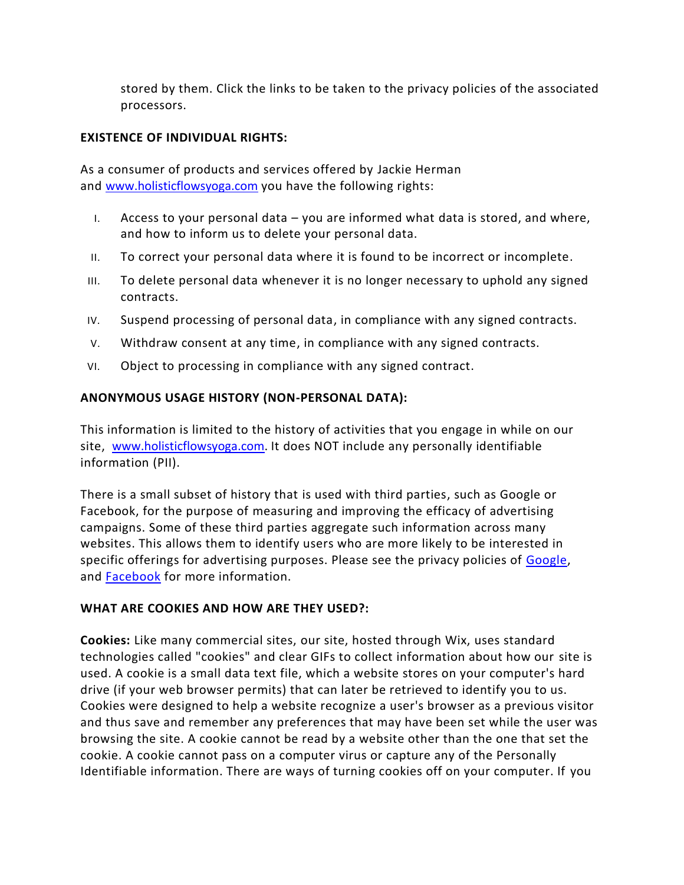stored by them. Click the links to be taken to the privacy policies of the associated processors.

**EXISTENCE OF INDIVIDUAL RIGHTS:**

As a consumer of products and services offered by Jackie Herman and www.holisticflowsyoga.com you have the following rights:

I. Access to your personal data – you are informed what data is stored, and where, and how to inform us to delete your personal data.
II. To correct your personal data where it is found to be incorrect or incomplete.
III. To delete personal data whenever it is no longer necessary to uphold any signed contracts.
IV. Suspend processing of personal data, in compliance with any signed contracts.
V. Withdraw consent at any time, in compliance with any signed contracts.
VI. Object to processing in compliance with any signed contract.

**ANONYMOUS USAGE HISTORY (NON-PERSONAL DATA):**

This information is limited to the history of activities that you engage in while on our site, www.holisticflowsyoga.com. It does NOT include any personally identifiable information (PII).

There is a small subset of history that is used with third parties, such as Google or Facebook, for the purpose of measuring and improving the efficacy of advertising campaigns. Some of these third parties aggregate such information across many websites. This allows them to identify users who are more likely to be interested in specific offerings for advertising purposes. Please see the privacy policies of Google, and Facebook for more information.

**WHAT ARE COOKIES AND HOW ARE THEY USED?:**

**Cookies:** Like many commercial sites, our site, hosted through Wix, uses standard technologies called "cookies" and clear GIFs to collect information about how our site is used. A cookie is a small data text file, which a website stores on your computer's hard drive (if your web browser permits) that can later be retrieved to identify you to us. Cookies were designed to help a website recognize a user's browser as a previous visitor and thus save and remember any preferences that may have been set while the user was browsing the site. A cookie cannot be read by a website other than the one that set the cookie. A cookie cannot pass on a computer virus or capture any of the Personally Identifiable information. There are ways of turning cookies off on your computer. If you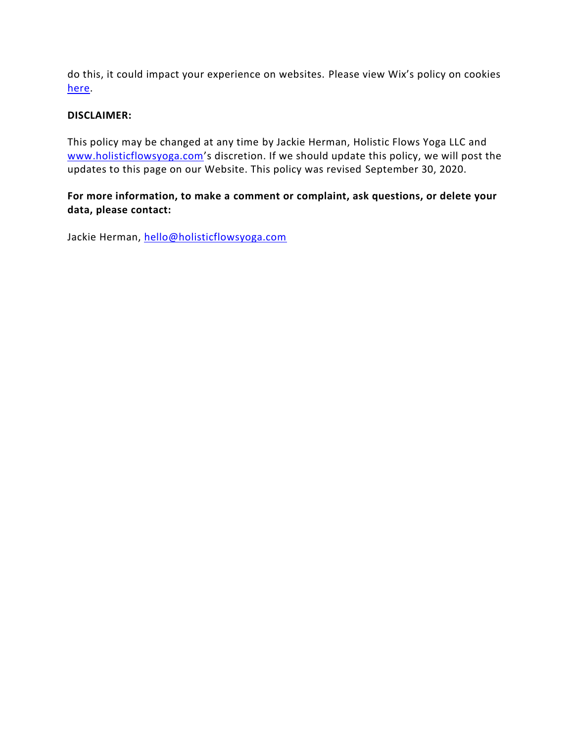do this, it could impact your experience on websites. Please view Wix's policy on cookies here.

**DISCLAIMER:**

This policy may be changed at any time by Jackie Herman, Holistic Flows Yoga LLC and www.holisticflowsyoga.com's discretion. If we should update this policy, we will post the updates to this page on our Website. This policy was revised September 30, 2020.

**For more information, to make a comment or complaint, ask questions, or delete your data, please contact:**

Jackie Herman, hello@holisticflowsyoga.com